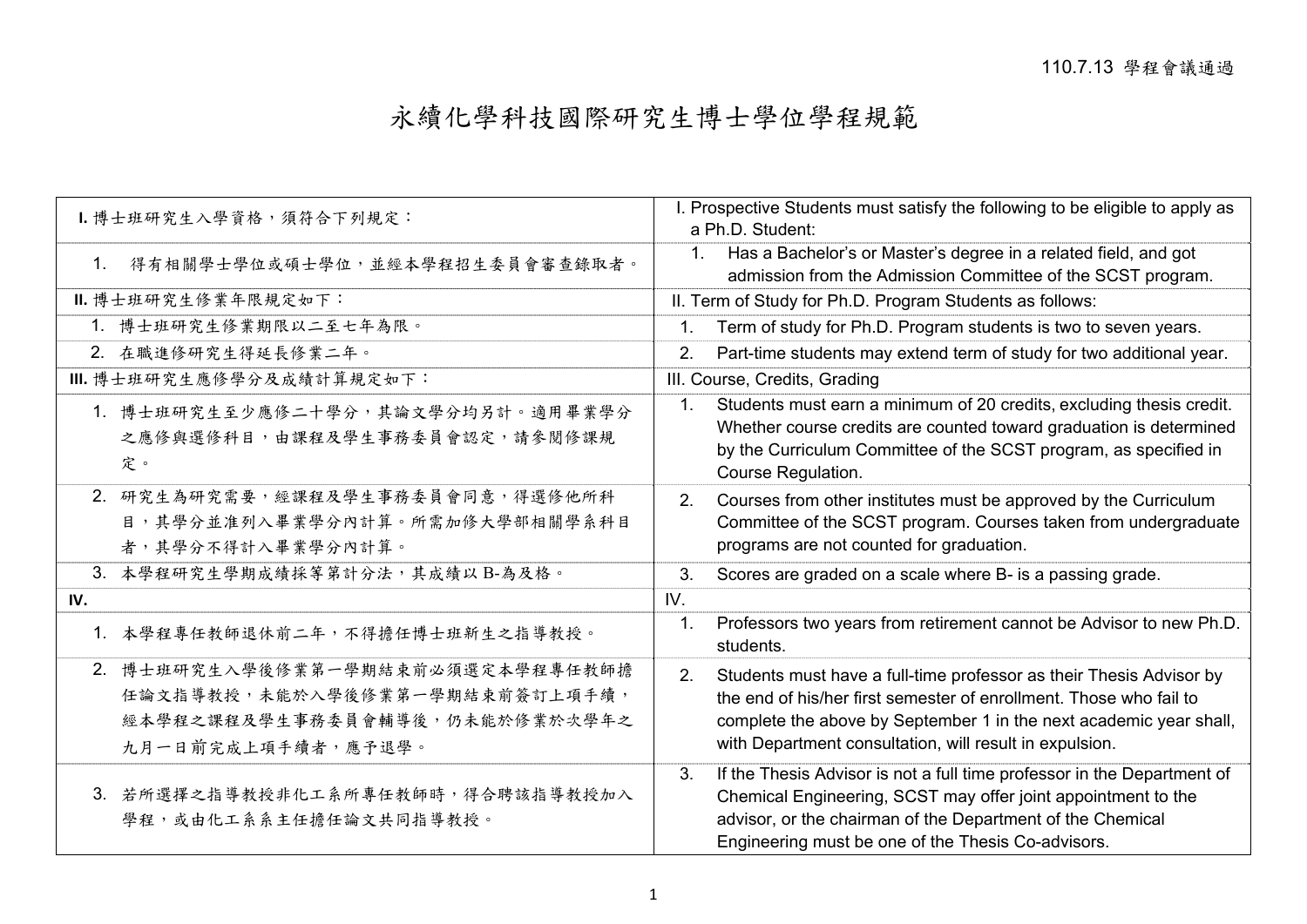110.7.13 學程會議通過

# 永續化學科技國際研究生博士學位學程規範

| **I.** 博士班研究生入學資格，須符合下列規定： | I. Prospective Students must satisfy the following to be eligible to apply as a Ph.D. Student: |
|---|---|
| 1. 得有相關學士學位或碩士學位，並經本學程招生委員會審查錄取者。 | 1. Has a Bachelor's or Master's degree in a related field, and got admission from the Admission Committee of the SCST program. |
| **II.** 博士班研究生修業年限規定如下： | II. Term of Study for Ph.D. Program Students as follows: |
| 1. 博士班研究生修業期限以二至七年為限。 | 1. Term of study for Ph.D. Program students is two to seven years. |
| 2. 在職進修研究生得延長修業二年。 | 2. Part-time students may extend term of study for two additional year. |
| **III.** 博士班研究生應修學分及成績計算規定如下： | III. Course, Credits, Grading |
| 1. 博士班研究生至少應修二十學分，其論文學分均另計。適用畢業學分之應修與選修科目，由課程及學生事務委員會認定，請參閱修課規定。 | 1. Students must earn a minimum of 20 credits, excluding thesis credit. Whether course credits are counted toward graduation is determined by the Curriculum Committee of the SCST program, as specified in Course Regulation. |
| 2. 研究生為研究需要，經課程及學生事務委員會同意，得選修他所科目，其學分並准列入畢業學分內計算。所需加修大學部相關學系科目者，其學分不得計入畢業學分內計算。 | 2. Courses from other institutes must be approved by the Curriculum Committee of the SCST program. Courses taken from undergraduate programs are not counted for graduation. |
| 3. 本學程研究生學期成績採等第計分法，其成績以 B-為及格。 | 3. Scores are graded on a scale where B- is a passing grade. |
| **IV.** | IV. |
| 1. 本學程專任教師退休前二年，不得擔任博士班新生之指導教授。 | 1. Professors two years from retirement cannot be Advisor to new Ph.D. students. |
| 2. 博士班研究生入學後修業第一學期結束前必須選定本學程專任教師擔任論文指導教授，未能於入學後修業第一學期結束前簽訂上項手續，經本學程之課程及學生事務委員會輔導後，仍未能於修業於次學年之九月一日前完成上項手續者，應予退學。 | 2. Students must have a full-time professor as their Thesis Advisor by the end of his/her first semester of enrollment. Those who fail to complete the above by September 1 in the next academic year shall, with Department consultation, will result in expulsion. |
| 3. 若所選擇之指導教授非化工系所專任教師時，得合聘該指導教授加入學程，或由化工系系主任擔任論文共同指導教授。 | 3. If the Thesis Advisor is not a full time professor in the Department of Chemical Engineering, SCST may offer joint appointment to the advisor, or the chairman of the Department of the Chemical Engineering must be one of the Thesis Co-advisors. |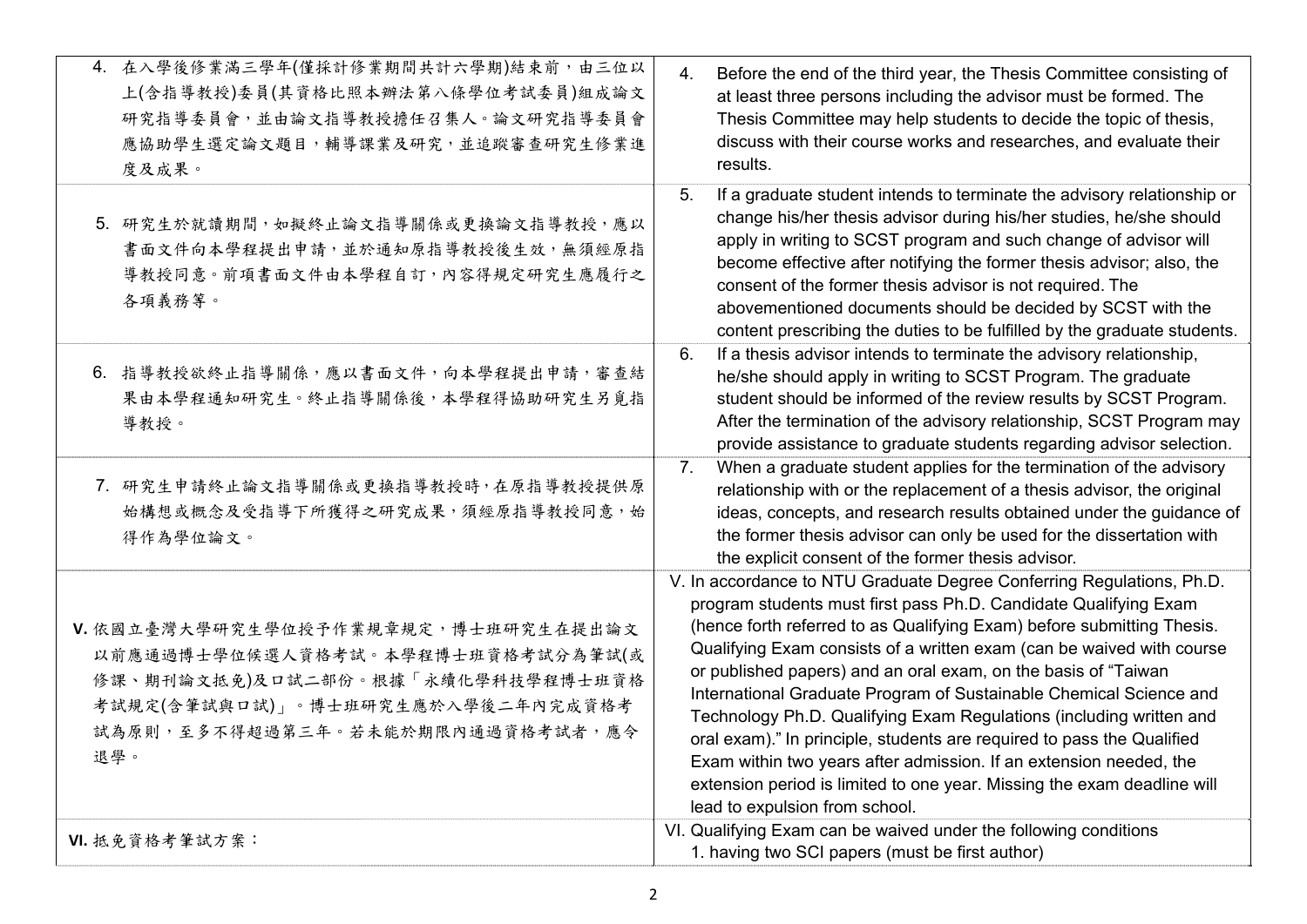| | |
|---|---|
| 4. 在入學後修業滿三學年(僅採計修業期間共計六學期)結束前，由三位以上(含指導教授)委員(其資格比照本辦法第八條學位考試委員)組成論文研究指導委員會，並由論文指導教授擔任召集人。論文研究指導委員會應協助學生選定論文題目，輔導課業及研究，並追蹤審查研究生修業進度及成果。 | 4. Before the end of the third year, the Thesis Committee consisting of at least three persons including the advisor must be formed. The Thesis Committee may help students to decide the topic of thesis, discuss with their course works and researches, and evaluate their results. |
| 5. 研究生於就讀期間，如擬終止論文指導關係或更換論文指導教授，應以書面文件向本學程提出申請，並於通知原指導教授後生效，無須經原指導教授同意。前項書面文件由本學程自訂，內容得規定研究生應履行之各項義務等。 | 5. If a graduate student intends to terminate the advisory relationship or change his/her thesis advisor during his/her studies, he/she should apply in writing to SCST program and such change of advisor will become effective after notifying the former thesis advisor; also, the consent of the former thesis advisor is not required. The abovementioned documents should be decided by SCST with the content prescribing the duties to be fulfilled by the graduate students. |
| 6. 指導教授欲終止指導關係，應以書面文件，向本學程提出申請，審查結果由本學程通知研究生。終止指導關係後，本學程得協助研究生另覓指導教授。 | 6. If a thesis advisor intends to terminate the advisory relationship, he/she should apply in writing to SCST Program. The graduate student should be informed of the review results by SCST Program. After the termination of the advisory relationship, SCST Program may provide assistance to graduate students regarding advisor selection. |
| 7. 研究生申請終止論文指導關係或更換指導教授時，在原指導教授提供原始構想或概念及受指導下所獲得之研究成果，須經原指導教授同意，始得作為學位論文。 | 7. When a graduate student applies for the termination of the advisory relationship with or the replacement of a thesis advisor, the original ideas, concepts, and research results obtained under the guidance of the former thesis advisor can only be used for the dissertation with the explicit consent of the former thesis advisor. |
| **V.** 依國立臺灣大學研究生學位授予作業規章規定，博士班研究生在提出論文以前應通過博士學位候選人資格考試。本學程博士班資格考試分為筆試(或修課、期刊論文抵免)及口試二部份。根據「永續化學科技學程博士班資格考試規定(含筆試與口試)」。博士班研究生應於入學後二年內完成資格考試為原則，至多不得超過第三年。若未能於期限內通過資格考試者，應令退學。 | V. In accordance to NTU Graduate Degree Conferring Regulations, Ph.D. program students must first pass Ph.D. Candidate Qualifying Exam (hence forth referred to as Qualifying Exam) before submitting Thesis. Qualifying Exam consists of a written exam (can be waived with course or published papers) and an oral exam, on the basis of "Taiwan International Graduate Program of Sustainable Chemical Science and Technology Ph.D. Qualifying Exam Regulations (including written and oral exam)." In principle, students are required to pass the Qualified Exam within two years after admission. If an extension needed, the extension period is limited to one year. Missing the exam deadline will lead to expulsion from school. |
| **VI.** 抵免資格考筆試方案： | VI. Qualifying Exam can be waived under the following conditions<br>1. having two SCI papers (must be first author) |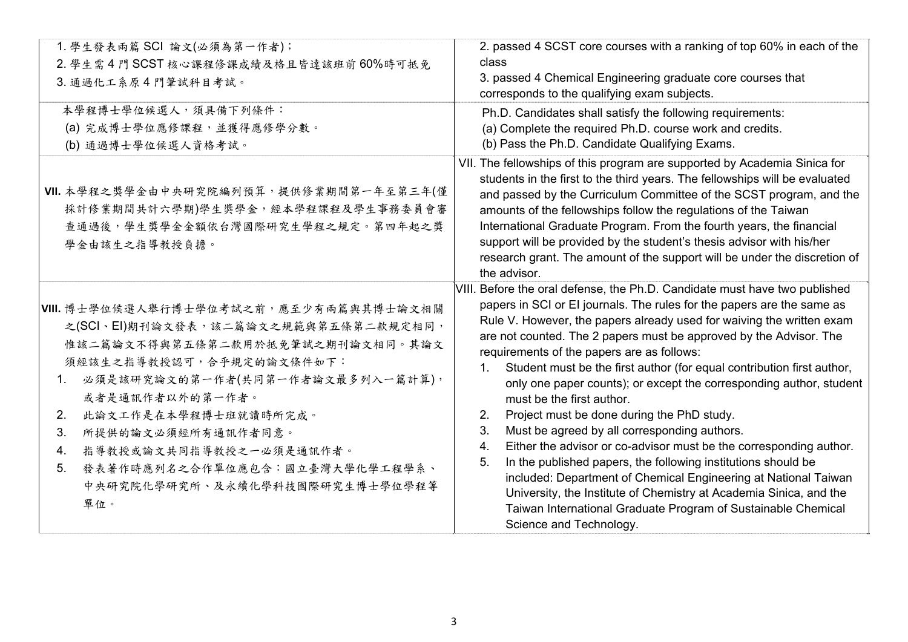| | |
|---|---|
| 1. 學生發表兩篇 SCI 論文(必須為第一作者)；<br>2. 學生需 4 門 SCST 核心課程修課成績及格且皆達該班前 60%時可抵免<br>3. 通過化工系原 4 門筆試科目考試。 | 2. passed 4 SCST core courses with a ranking of top 60% in each of the class<br>3. passed 4 Chemical Engineering graduate core courses that corresponds to the qualifying exam subjects. |
| 本學程博士學位候選人，須具備下列條件：<br>(a) 完成博士學位應修課程，並獲得應修學分數。<br>(b) 通過博士學位候選人資格考試。 | Ph.D. Candidates shall satisfy the following requirements:<br>(a) Complete the required Ph.D. course work and credits.<br>(b) Pass the Ph.D. Candidate Qualifying Exams. |
| **VII.** 本學程之獎學金由中央研究院編列預算，提供修業期間第一年至第三年(僅採計修業期間共計六學期)學生獎學金，經本學程課程及學生事務委員會審查通過後，學生獎學金金額依台灣國際研究生學程之規定。第四年起之獎學金由該生之指導教授負擔。 | VII. The fellowships of this program are supported by Academia Sinica for students in the first to the third years. The fellowships will be evaluated and passed by the Curriculum Committee of the SCST program, and the amounts of the fellowships follow the regulations of the Taiwan International Graduate Program. From the fourth years, the financial support will be provided by the student's thesis advisor with his/her research grant. The amount of the support will be under the discretion of the advisor. |
| **VIII.** 博士學位候選人舉行博士學位考試之前，應至少有兩篇與其博士論文相關之(SCI、EI)期刊論文發表，該二篇論文之規範與第五條第二款規定相同，惟該二篇論文不得與第五條第二款用於抵免筆試之期刊論文相同。其論文須經該生之指導教授認可，合乎規定的論文條件如下：<br>1. 必須是該研究論文的第一作者(共同第一作者論文最多列入一篇計算)，或者是通訊作者以外的第一作者。<br>2. 此論文工作是在本學程博士班就讀時所完成。<br>3. 所提供的論文必須經所有通訊作者同意。<br>4. 指導教授或論文共同指導教授之一必須是通訊作者。<br>5. 發表著作時應列名之合作單位應包含：國立臺灣大學化學工程學系、中央研究院化學研究所、及永續化學科技國際研究生博士學位學程等單位。 | VIII. Before the oral defense, the Ph.D. Candidate must have two published papers in SCI or EI journals. The rules for the papers are the same as Rule V. However, the papers already used for waiving the written exam are not counted. The 2 papers must be approved by the Advisor. The requirements of the papers are as follows:<br>1. Student must be the first author (for equal contribution first author, only one paper counts); or except the corresponding author, student must be the first author.<br>2. Project must be done during the PhD study.<br>3. Must be agreed by all corresponding authors.<br>4. Either the advisor or co-advisor must be the corresponding author.<br>5. In the published papers, the following institutions should be included: Department of Chemical Engineering at National Taiwan University, the Institute of Chemistry at Academia Sinica, and the Taiwan International Graduate Program of Sustainable Chemical Science and Technology. |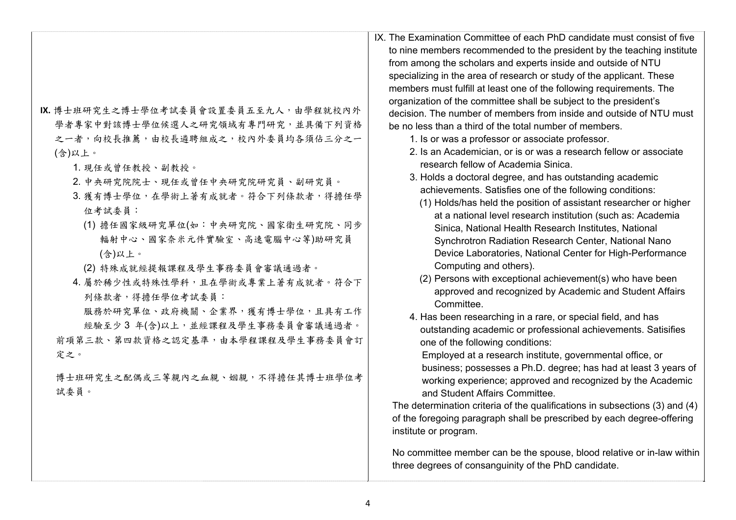**IX.** 博士班研究生之博士學位考試委員會設置委員五至九人，由學程就校內外學者專家中對該博士學位候選人之研究領域有專門研究，並具備下列資格之一者，向校長推薦，由校長遴聘組成之，校內外委員均各須佔三分之一(含)以上。

1. 現任或曾任教授、副教授。
2. 中央研究院院士、現任或曾任中央研究院研究員、副研究員。
3. 獲有博士學位，在學術上著有成就者。符合下列條款者，得擔任學位考試委員：
   (1) 擔任國家級研究單位(如：中央研究院、國家衛生研究院、同步輻射中心、國家奈米元件實驗室、高速電腦中心等)助研究員(含)以上。
   (2) 特殊成就經提報課程及學生事務委員會審議通過者。
4. 屬於稀少性或特殊性學科，且在學術或專業上著有成就者。符合下列條款者，得擔任學位考試委員：
   服務於研究單位、政府機關、企業界，獲有博士學位，且具有工作經驗至少 3 年(含)以上，並經課程及學生事務委員會審議通過者。

前項第三款、第四款資格之認定基準，由本學程課程及學生事務委員會訂定之。

博士班研究生之配偶或三等親內之血親、姻親，不得擔任其博士班學位考試委員。

IX. The Examination Committee of each PhD candidate must consist of five to nine members recommended to the president by the teaching institute from among the scholars and experts inside and outside of NTU specializing in the area of research or study of the applicant. These members must fulfill at least one of the following requirements. The organization of the committee shall be subject to the president's decision. The number of members from inside and outside of NTU must be no less than a third of the total number of members.

1. Is or was a professor or associate professor.
2. Is an Academician, or is or was a research fellow or associate research fellow of Academia Sinica.
3. Holds a doctoral degree, and has outstanding academic achievements. Satisfies one of the following conditions:
   (1) Holds/has held the position of assistant researcher or higher at a national level research institution (such as: Academia Sinica, National Health Research Institutes, National Synchrotron Radiation Research Center, National Nano Device Laboratories, National Center for High-Performance Computing and others).
   (2) Persons with exceptional achievement(s) who have been approved and recognized by Academic and Student Affairs Committee.
4. Has been researching in a rare, or special field, and has outstanding academic or professional achievements. Satisifies one of the following conditions:
   Employed at a research institute, governmental office, or business; possesses a Ph.D. degree; has had at least 3 years of working experience; approved and recognized by the Academic and Student Affairs Committee.

The determination criteria of the qualifications in subsections (3) and (4) of the foregoing paragraph shall be prescribed by each degree-offering institute or program.

No committee member can be the spouse, blood relative or in-law within three degrees of consanguinity of the PhD candidate.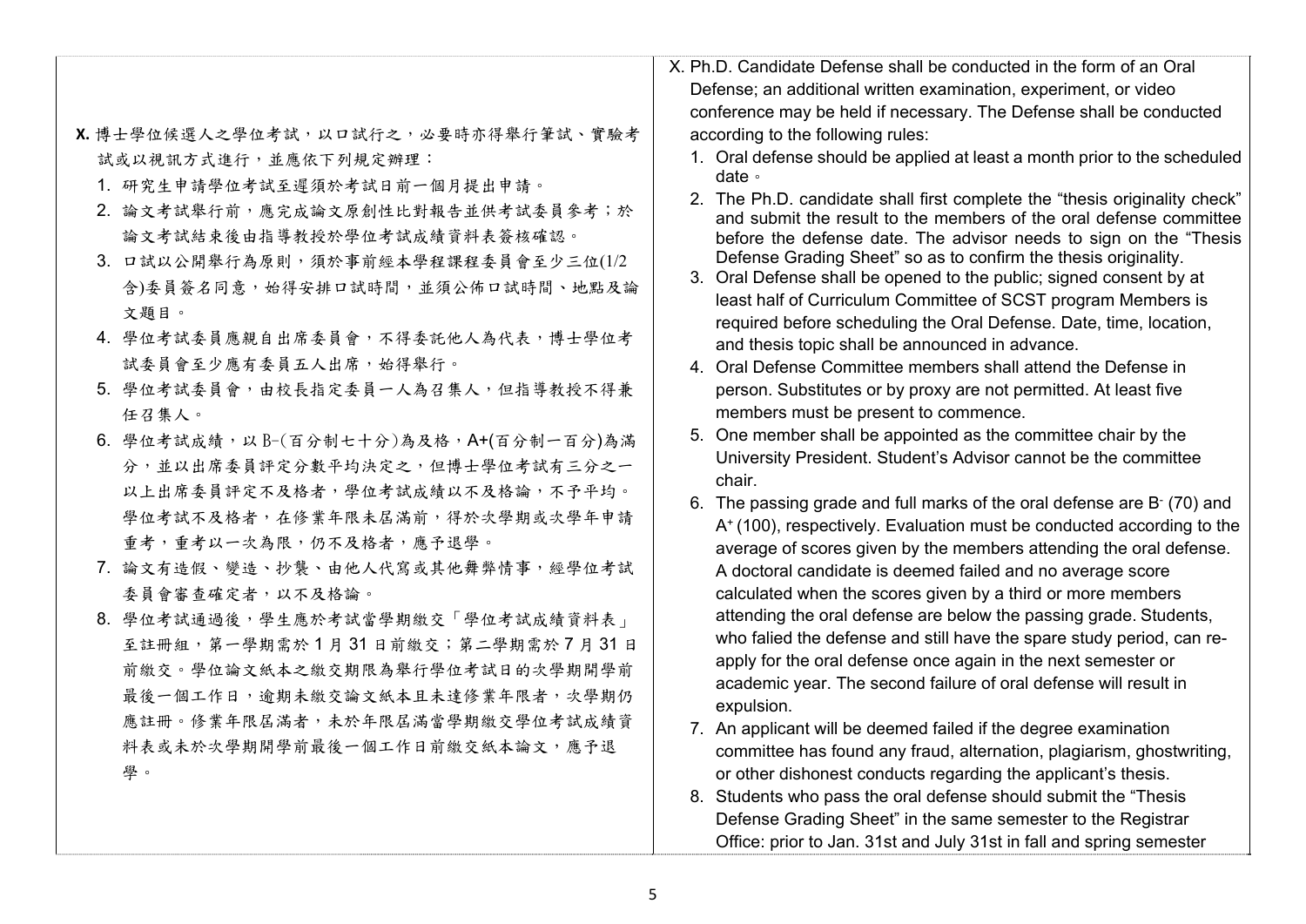**X.** 博士學位候選人之學位考試，以口試行之，必要時亦得舉行筆試、實驗考試或以視訊方式進行，並應依下列規定辦理：

1. 研究生申請學位考試至遲須於考試日前一個月提出申請。
2. 論文考試舉行前，應完成論文原創性比對報告並供考試委員參考；於論文考試結束後由指導教授於學位考試成績資料表簽核確認。
3. 口試以公開舉行為原則，須於事前經本學程課程委員會至少三位(1/2含)委員簽名同意，始得安排口試時間，並須公佈口試時間、地點及論文題目。
4. 學位考試委員應親自出席委員會，不得委託他人為代表，博士學位考試委員會至少應有委員五人出席，始得舉行。
5. 學位考試委員會，由校長指定委員一人為召集人，但指導教授不得兼任召集人。
6. 學位考試成績，以 B-(百分制七十分)為及格，A+(百分制一百分)為滿分，並以出席委員評定分數平均決定之，但博士學位考試有三分之一以上出席委員評定不及格者，學位考試成績以不及格論，不予平均。學位考試不及格者，在修業年限未屆滿前，得於次學期或次學年申請重考，重考以一次為限，仍不及格者，應予退學。
7. 論文有造假、變造、抄襲、由他人代寫或其他舞弊情事，經學位考試委員會審查確定者，以不及格論。
8. 學位考試通過後，學生應於考試當學期繳交「學位考試成績資料表」至註冊組，第一學期需於 1 月 31 日前繳交；第二學期需於 7 月 31 日前繳交。學位論文紙本之繳交期限為舉行學位考試日的次學期開學前最後一個工作日，逾期未繳交論文紙本且未達修業年限者，次學期仍應註冊。修業年限屆滿者，未於年限屆滿當學期繳交學位考試成績資料表或未於次學期開學前最後一個工作日前繳交紙本論文，應予退學。

X. Ph.D. Candidate Defense shall be conducted in the form of an Oral Defense; an additional written examination, experiment, or video conference may be held if necessary. The Defense shall be conducted according to the following rules:

1. Oral defense should be applied at least a month prior to the scheduled date。
2. The Ph.D. candidate shall first complete the "thesis originality check" and submit the result to the members of the oral defense committee before the defense date. The advisor needs to sign on the "Thesis Defense Grading Sheet" so as to confirm the thesis originality.
3. Oral Defense shall be opened to the public; signed consent by at least half of Curriculum Committee of SCST program Members is required before scheduling the Oral Defense. Date, time, location, and thesis topic shall be announced in advance.
4. Oral Defense Committee members shall attend the Defense in person. Substitutes or by proxy are not permitted. At least five members must be present to commence.
5. One member shall be appointed as the committee chair by the University President. Student's Advisor cannot be the committee chair.
6. The passing grade and full marks of the oral defense are $B^-$ (70) and $A^+$ (100), respectively. Evaluation must be conducted according to the average of scores given by the members attending the oral defense. A doctoral candidate is deemed failed and no average score calculated when the scores given by a third or more members attending the oral defense are below the passing grade. Students, who falied the defense and still have the spare study period, can re-apply for the oral defense once again in the next semester or academic year. The second failure of oral defense will result in expulsion.
7. An applicant will be deemed failed if the degree examination committee has found any fraud, alternation, plagiarism, ghostwriting, or other dishonest conducts regarding the applicant's thesis.
8. Students who pass the oral defense should submit the "Thesis Defense Grading Sheet" in the same semester to the Registrar Office: prior to Jan. 31st and July 31st in fall and spring semester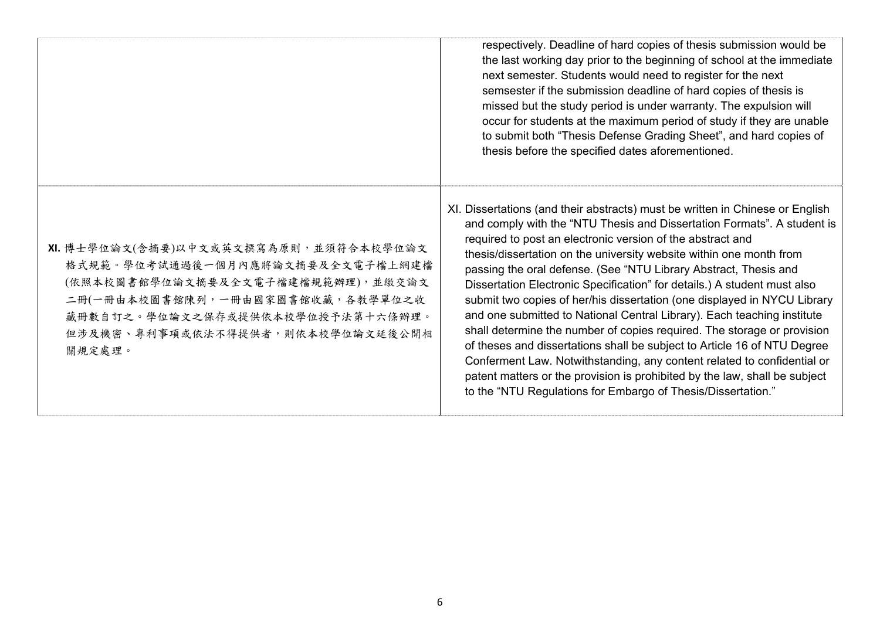| | |
|---|---|
| | respectively. Deadline of hard copies of thesis submission would be the last working day prior to the beginning of school at the immediate next semester. Students would need to register for the next semsester if the submission deadline of hard copies of thesis is missed but the study period is under warranty. The expulsion will occur for students at the maximum period of study if they are unable to submit both “Thesis Defense Grading Sheet”, and hard copies of thesis before the specified dates aforementioned. |
| **XI.** 博士學位論文(含摘要)以中文或英文撰寫為原則，並須符合本校學位論文格式規範。學位考試通過後一個月內應將論文摘要及全文電子檔上網建檔(依照本校圖書館學位論文摘要及全文電子檔建檔規範辦理)，並繳交論文二冊(一冊由本校圖書館陳列，一冊由國家圖書館收藏，各教學單位之收藏冊數自訂之。學位論文之保存或提供依本校學位授予法第十六條辦理。但涉及機密、專利事項或依法不得提供者，則依本校學位論文延後公開相關規定處理。 | XI. Dissertations (and their abstracts) must be written in Chinese or English and comply with the “NTU Thesis and Dissertation Formats”. A student is required to post an electronic version of the abstract and thesis/dissertation on the university website within one month from passing the oral defense. (See “NTU Library Abstract, Thesis and Dissertation Electronic Specification” for details.) A student must also submit two copies of her/his dissertation (one displayed in NYCU Library and one submitted to National Central Library). Each teaching institute shall determine the number of copies required. The storage or provision of theses and dissertations shall be subject to Article 16 of NTU Degree Conferment Law. Notwithstanding, any content related to confidential or patent matters or the provision is prohibited by the law, shall be subject to the “NTU Regulations for Embargo of Thesis/Dissertation.” |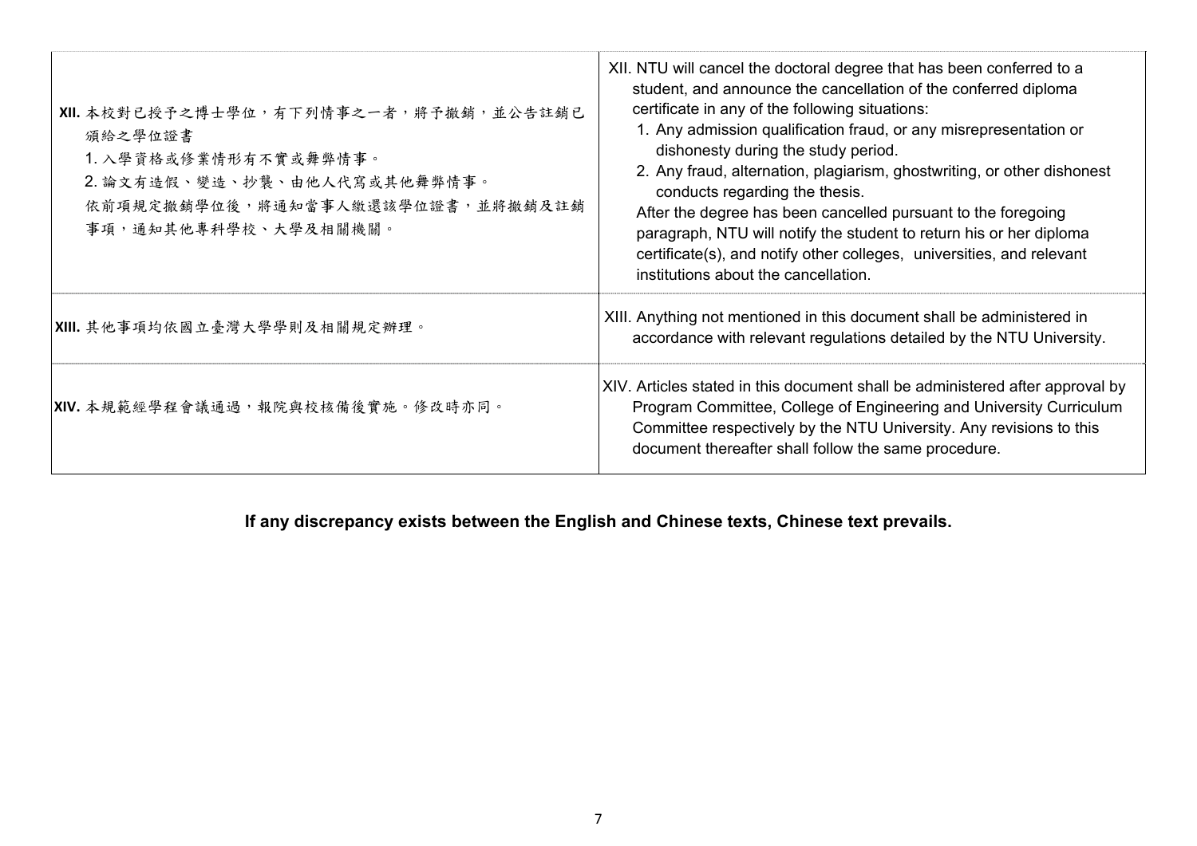| | |
|---|---|
| **XII.** 本校對已授予之博士學位，有下列情事之一者，將予撤銷，並公告註銷已頒給之學位證書<br>1. 入學資格或修業情形有不實或舞弊情事。<br>2. 論文有造假、變造、抄襲、由他人代寫或其他舞弊情事。<br>依前項規定撤銷學位後，將通知當事人繳還該學位證書，並將撤銷及註銷事項，通知其他專科學校、大學及相關機關。 | XII. NTU will cancel the doctoral degree that has been conferred to a student, and announce the cancellation of the conferred diploma certificate in any of the following situations:<br>1. Any admission qualification fraud, or any misrepresentation or dishonesty during the study period.<br>2. Any fraud, alternation, plagiarism, ghostwriting, or other dishonest conducts regarding the thesis.<br>After the degree has been cancelled pursuant to the foregoing paragraph, NTU will notify the student to return his or her diploma certificate(s), and notify other colleges, universities, and relevant institutions about the cancellation. |
| **XIII.** 其他事項均依國立臺灣大學學則及相關規定辦理。 | XIII. Anything not mentioned in this document shall be administered in accordance with relevant regulations detailed by the NTU University. |
| **XIV.** 本規範經學程會議通過，報院與校核備後實施。修改時亦同。 | XIV. Articles stated in this document shall be administered after approval by Program Committee, College of Engineering and University Curriculum Committee respectively by the NTU University. Any revisions to this document thereafter shall follow the same procedure. |

**If any discrepancy exists between the English and Chinese texts, Chinese text prevails.**